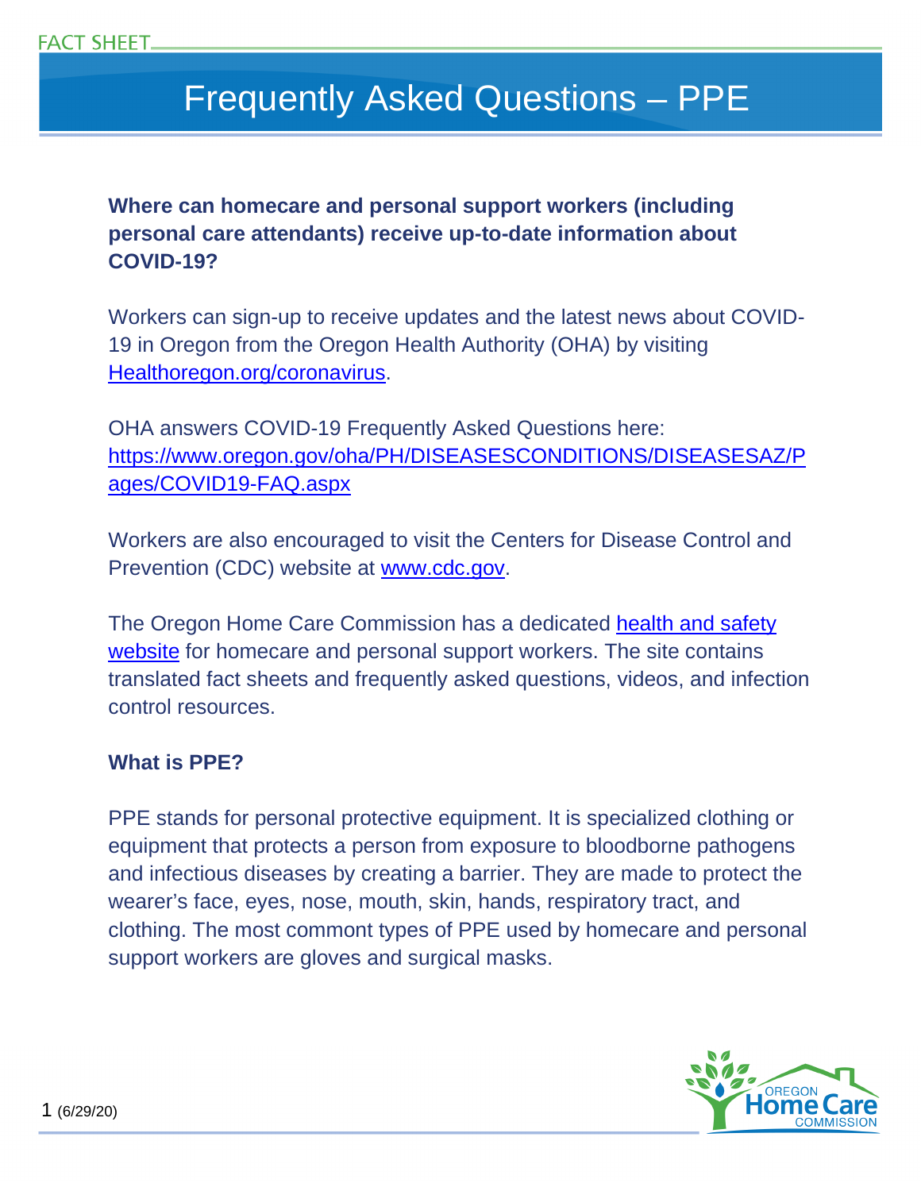FACT SHEET

# Frequently Asked Questions – PPE

**Where can homecare and personal support workers (including personal care attendants) receive up-to-date information about COVID-19?**

Workers can sign-up to receive updates and the latest news about COVID-19 in Oregon from the Oregon Health Authority (OHA) by visiting Healthoregon.org/coronavirus.

OHA answers COVID-19 Frequently Asked Questions here: https://www.oregon.gov/oha/PH/DISEASESCONDITIONS/DISEASESAZ/Pages/COVID19-FAQ.aspx

Workers are also encouraged to visit the Centers for Disease Control and Prevention (CDC) website at www.cdc.gov.

The Oregon Home Care Commission has a dedicated health and safety website for homecare and personal support workers. The site contains translated fact sheets and frequently asked questions, videos, and infection control resources.

**What is PPE?**

PPE stands for personal protective equipment. It is specialized clothing or equipment that protects a person from exposure to bloodborne pathogens and infectious diseases by creating a barrier. They are made to protect the wearer's face, eyes, nose, mouth, skin, hands, respiratory tract, and clothing. The most commont types of PPE used by homecare and personal support workers are gloves and surgical masks.

(6/29/20)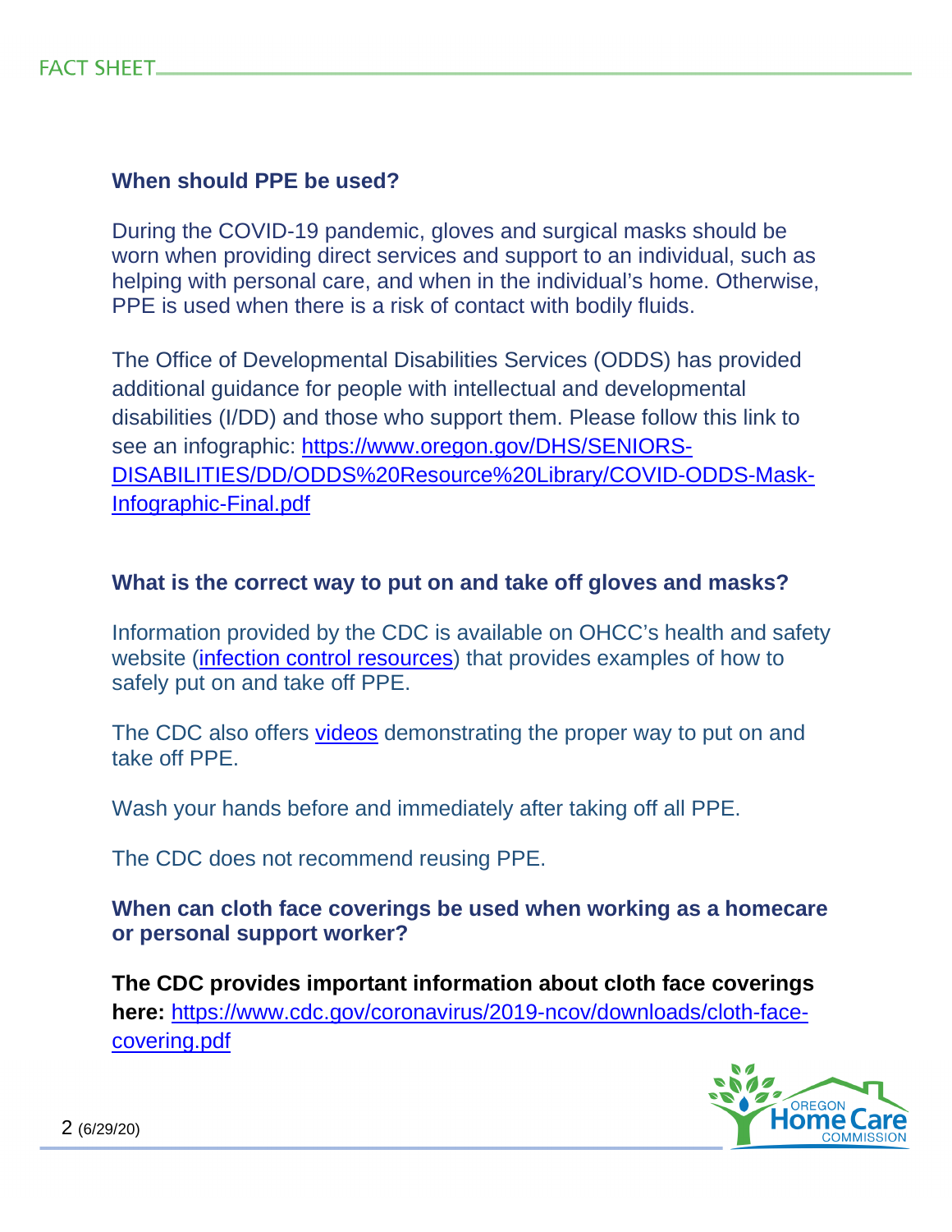### When should PPE be used?

During the COVID-19 pandemic, gloves and surgical masks should be worn when providing direct services and support to an individual, such as helping with personal care, and when in the individual's home. Otherwise, PPE is used when there is a risk of contact with bodily fluids.

The Office of Developmental Disabilities Services (ODDS) has provided additional guidance for people with intellectual and developmental disabilities (I/DD) and those who support them. Please follow this link to see an infographic: [https://www.oregon.gov/DHS/SENIORS-DISABILITIES/DD/ODDS%20Resource%20Library/COVID-ODDS-Mask-Infographic-Final.pdf](https://www.oregon.gov/DHS/SENIORS-DISABILITIES/DD/ODDS%20Resource%20Library/COVID-ODDS-Mask-Infographic-Final.pdf)

### What is the correct way to put on and take off gloves and masks?

Information provided by the CDC is available on OHCC's health and safety website (infection control resources) that provides examples of how to safely put on and take off PPE.

The CDC also offers videos demonstrating the proper way to put on and take off PPE.

Wash your hands before and immediately after taking off all PPE.

The CDC does not recommend reusing PPE.

### When can cloth face coverings be used when working as a homecare or personal support worker?

**The CDC provides important information about cloth face coverings here:** [https://www.cdc.gov/coronavirus/2019-ncov/downloads/cloth-face-covering.pdf](https://www.cdc.gov/coronavirus/2019-ncov/downloads/cloth-face-covering.pdf)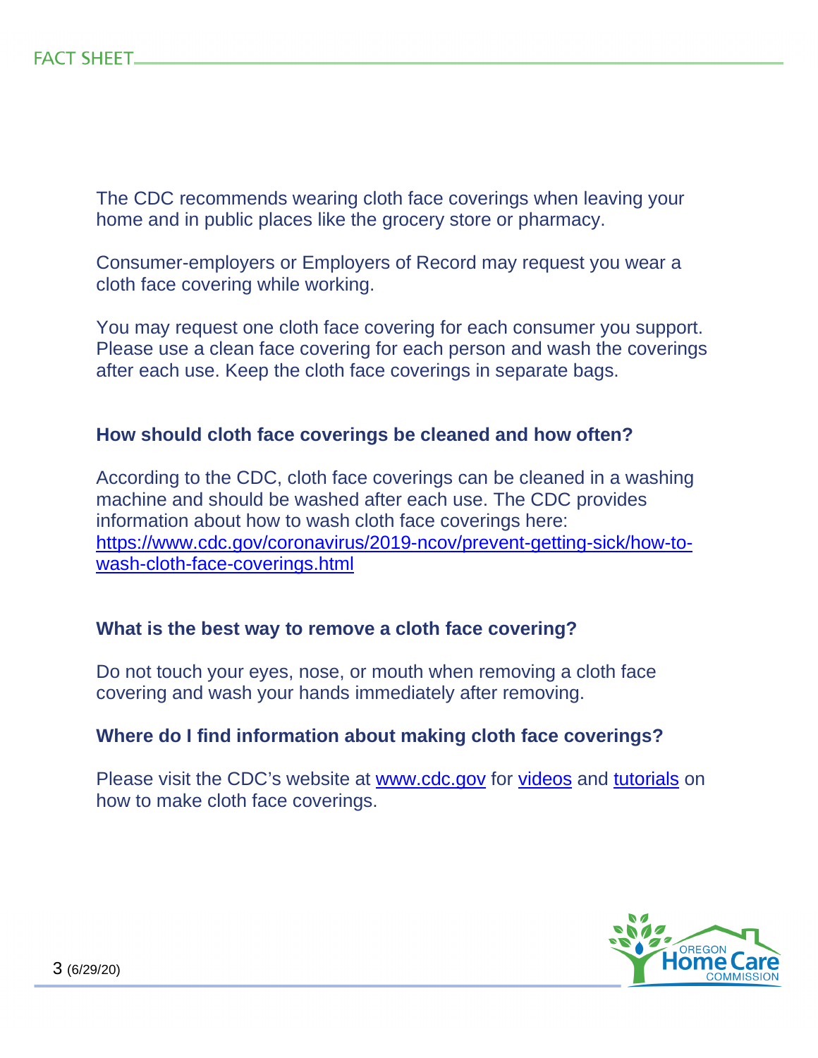The CDC recommends wearing cloth face coverings when leaving your home and in public places like the grocery store or pharmacy.

Consumer-employers or Employers of Record may request you wear a cloth face covering while working.

You may request one cloth face covering for each consumer you support. Please use a clean face covering for each person and wash the coverings after each use. Keep the cloth face coverings in separate bags.

**How should cloth face coverings be cleaned and how often?**

According to the CDC, cloth face coverings can be cleaned in a washing machine and should be washed after each use. The CDC provides information about how to wash cloth face coverings here: [https://www.cdc.gov/coronavirus/2019-ncov/prevent-getting-sick/how-to-wash-cloth-face-coverings.html](https://www.cdc.gov/coronavirus/2019-ncov/prevent-getting-sick/how-to-wash-cloth-face-coverings.html)

**What is the best way to remove a cloth face covering?**

Do not touch your eyes, nose, or mouth when removing a cloth face covering and wash your hands immediately after removing.

**Where do I find information about making cloth face coverings?**

Please visit the CDC's website at [www.cdc.gov](http://www.cdc.gov) for videos and tutorials on how to make cloth face coverings.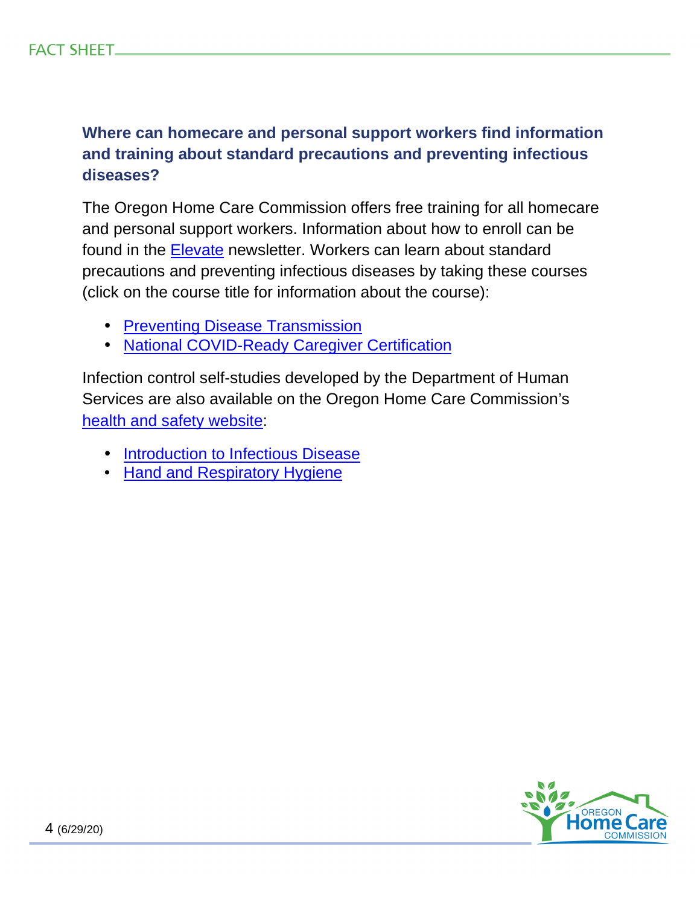### Where can homecare and personal support workers find information and training about standard precautions and preventing infectious diseases?

The Oregon Home Care Commission offers free training for all homecare and personal support workers. Information about how to enroll can be found in the Elevate newsletter. Workers can learn about standard precautions and preventing infectious diseases by taking these courses (click on the course title for information about the course):

- Preventing Disease Transmission
- National COVID-Ready Caregiver Certification

Infection control self-studies developed by the Department of Human Services are also available on the Oregon Home Care Commission's health and safety website:

- Introduction to Infectious Disease
- Hand and Respiratory Hygiene